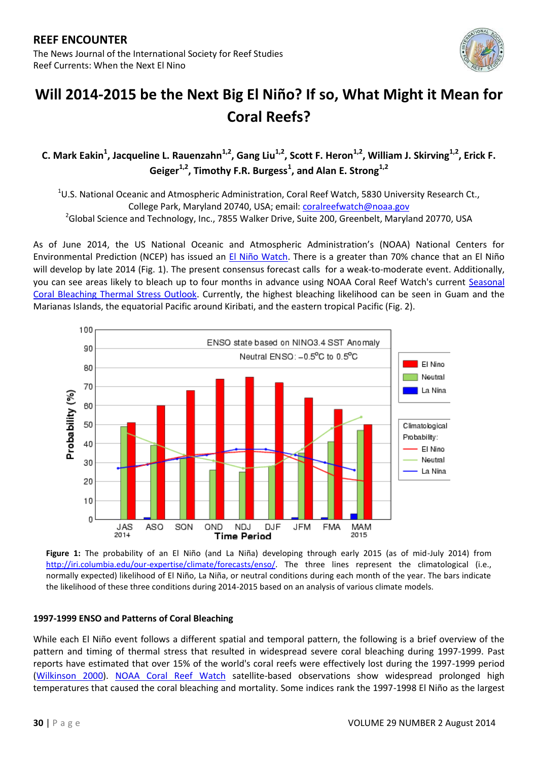# Will 2014-2015 be the Next Big El Niño? If so, What Might it Mean for Coral Reefs?

**C. Mark Eakin[1], Jacqueline L. Rauenzahn[1,2], Gang Liu[1,2], Scott F. Heron[1,2], William J. Skirving[1,2], Erick F. Geiger[1,2], Timothy F.R. Burgess[1], and Alan E. Strong[1,2]**

[1]U.S. National Oceanic and Atmospheric Administration, Coral Reef Watch, 5830 University Research Ct., College Park, Maryland 20740, USA; email: coralreefwatch@noaa.gov

[2]Global Science and Technology, Inc., 7855 Walker Drive, Suite 200, Greenbelt, Maryland 20770, USA

As of June 2014, the US National Oceanic and Atmospheric Administration's (NOAA) National Centers for Environmental Prediction (NCEP) has issued an El Niño Watch. There is a greater than 70% chance that an El Niño will develop by late 2014 (Fig. 1). The present consensus forecast calls for a weak-to-moderate event. Additionally, you can see areas likely to bleach up to four months in advance using NOAA Coral Reef Watch's current Seasonal Coral Bleaching Thermal Stress Outlook. Currently, the highest bleaching likelihood can be seen in Guam and the Marianas Islands, the equatorial Pacific around Kiribati, and the eastern tropical Pacific (Fig. 2).

**Figure 1:** The probability of an El Niño (and La Niña) developing through early 2015 (as of mid-July 2014) from http://iri.columbia.edu/our-expertise/climate/forecasts/enso/. The three lines represent the climatological (i.e., normally expected) likelihood of El Niño, La Niña, or neutral conditions during each month of the year. The bars indicate the likelihood of these three conditions during 2014-2015 based on an analysis of various climate models.

### 1997-1999 ENSO and Patterns of Coral Bleaching

While each El Niño event follows a different spatial and temporal pattern, the following is a brief overview of the pattern and timing of thermal stress that resulted in widespread severe coral bleaching during 1997-1999. Past reports have estimated that over 15% of the world's coral reefs were effectively lost during the 1997-1999 period (Wilkinson 2000). NOAA Coral Reef Watch satellite-based observations show widespread prolonged high temperatures that caused the coral bleaching and mortality. Some indices rank the 1997-1998 El Niño as the largest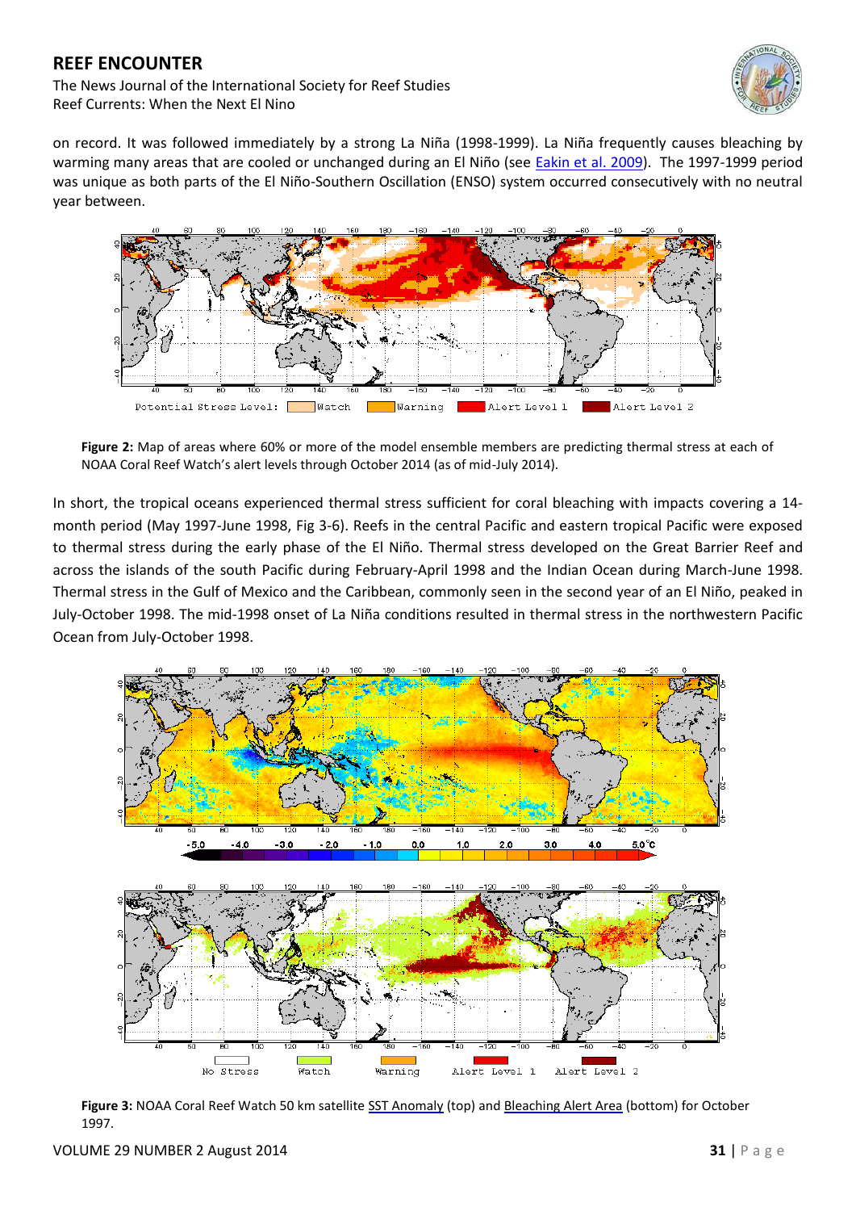on record. It was followed immediately by a strong La Niña (1998-1999). La Niña frequently causes bleaching by warming many areas that are cooled or unchanged during an El Niño (see Eakin et al. 2009). The 1997-1999 period was unique as both parts of the El Niño-Southern Oscillation (ENSO) system occurred consecutively with no neutral year between.

**Figure 2:** Map of areas where 60% or more of the model ensemble members are predicting thermal stress at each of NOAA Coral Reef Watch's alert levels through October 2014 (as of mid-July 2014).

In short, the tropical oceans experienced thermal stress sufficient for coral bleaching with impacts covering a 14-month period (May 1997-June 1998, Fig 3-6). Reefs in the central Pacific and eastern tropical Pacific were exposed to thermal stress during the early phase of the El Niño. Thermal stress developed on the Great Barrier Reef and across the islands of the south Pacific during February-April 1998 and the Indian Ocean during March-June 1998. Thermal stress in the Gulf of Mexico and the Caribbean, commonly seen in the second year of an El Niño, peaked in July-October 1998. The mid-1998 onset of La Niña conditions resulted in thermal stress in the northwestern Pacific Ocean from July-October 1998.

**Figure 3:** NOAA Coral Reef Watch 50 km satellite SST Anomaly (top) and Bleaching Alert Area (bottom) for October 1997.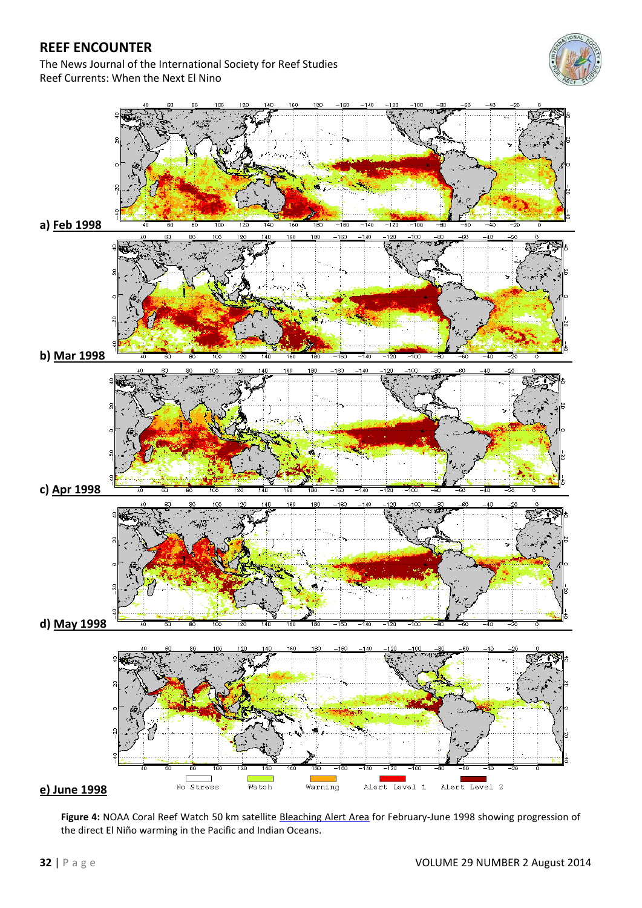a) Feb 1998

b) Mar 1998

c) Apr 1998

d) May 1998

e) June 1998

No Stress   Watch   Warning   Alert Level 1   Alert Level 2

**Figure 4:** NOAA Coral Reef Watch 50 km satellite Bleaching Alert Area for February-June 1998 showing progression of the direct El Niño warming in the Pacific and Indian Oceans.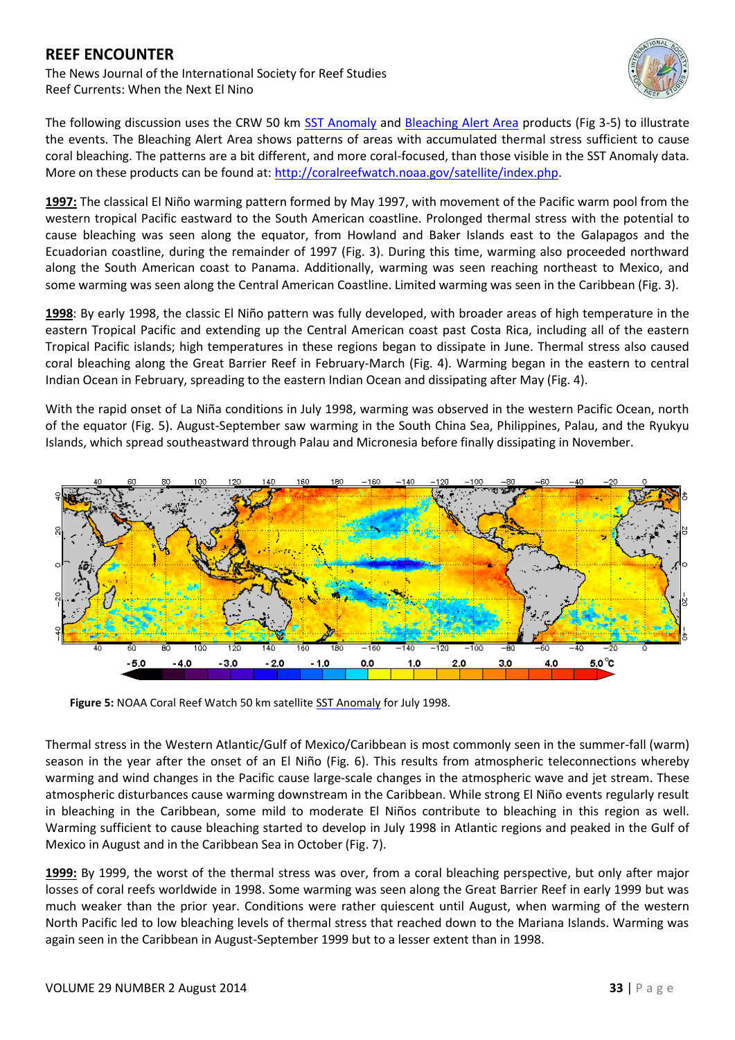The following discussion uses the CRW 50 km SST Anomaly and Bleaching Alert Area products (Fig 3-5) to illustrate the events. The Bleaching Alert Area shows patterns of areas with accumulated thermal stress sufficient to cause coral bleaching. The patterns are a bit different, and more coral-focused, than those visible in the SST Anomaly data. More on these products can be found at: http://coralreefwatch.noaa.gov/satellite/index.php.

**1997:** The classical El Niño warming pattern formed by May 1997, with movement of the Pacific warm pool from the western tropical Pacific eastward to the South American coastline. Prolonged thermal stress with the potential to cause bleaching was seen along the equator, from Howland and Baker Islands east to the Galapagos and the Ecuadorian coastline, during the remainder of 1997 (Fig. 3). During this time, warming also proceeded northward along the South American coast to Panama. Additionally, warming was seen reaching northeast to Mexico, and some warming was seen along the Central American Coastline. Limited warming was seen in the Caribbean (Fig. 3).

**1998**: By early 1998, the classic El Niño pattern was fully developed, with broader areas of high temperature in the eastern Tropical Pacific and extending up the Central American coast past Costa Rica, including all of the eastern Tropical Pacific islands; high temperatures in these regions began to dissipate in June. Thermal stress also caused coral bleaching along the Great Barrier Reef in February-March (Fig. 4). Warming began in the eastern to central Indian Ocean in February, spreading to the eastern Indian Ocean and dissipating after May (Fig. 4).

With the rapid onset of La Niña conditions in July 1998, warming was observed in the western Pacific Ocean, north of the equator (Fig. 5). August-September saw warming in the South China Sea, Philippines, Palau, and the Ryukyu Islands, which spread southeastward through Palau and Micronesia before finally dissipating in November.

**Figure 5:** NOAA Coral Reef Watch 50 km satellite SST Anomaly for July 1998.

Thermal stress in the Western Atlantic/Gulf of Mexico/Caribbean is most commonly seen in the summer-fall (warm) season in the year after the onset of an El Niño (Fig. 6). This results from atmospheric teleconnections whereby warming and wind changes in the Pacific cause large-scale changes in the atmospheric wave and jet stream. These atmospheric disturbances cause warming downstream in the Caribbean. While strong El Niño events regularly result in bleaching in the Caribbean, some mild to moderate El Niños contribute to bleaching in this region as well. Warming sufficient to cause bleaching started to develop in July 1998 in Atlantic regions and peaked in the Gulf of Mexico in August and in the Caribbean Sea in October (Fig. 7).

**1999:** By 1999, the worst of the thermal stress was over, from a coral bleaching perspective, but only after major losses of coral reefs worldwide in 1998. Some warming was seen along the Great Barrier Reef in early 1999 but was much weaker than the prior year. Conditions were rather quiescent until August, when warming of the western North Pacific led to low bleaching levels of thermal stress that reached down to the Mariana Islands. Warming was again seen in the Caribbean in August-September 1999 but to a lesser extent than in 1998.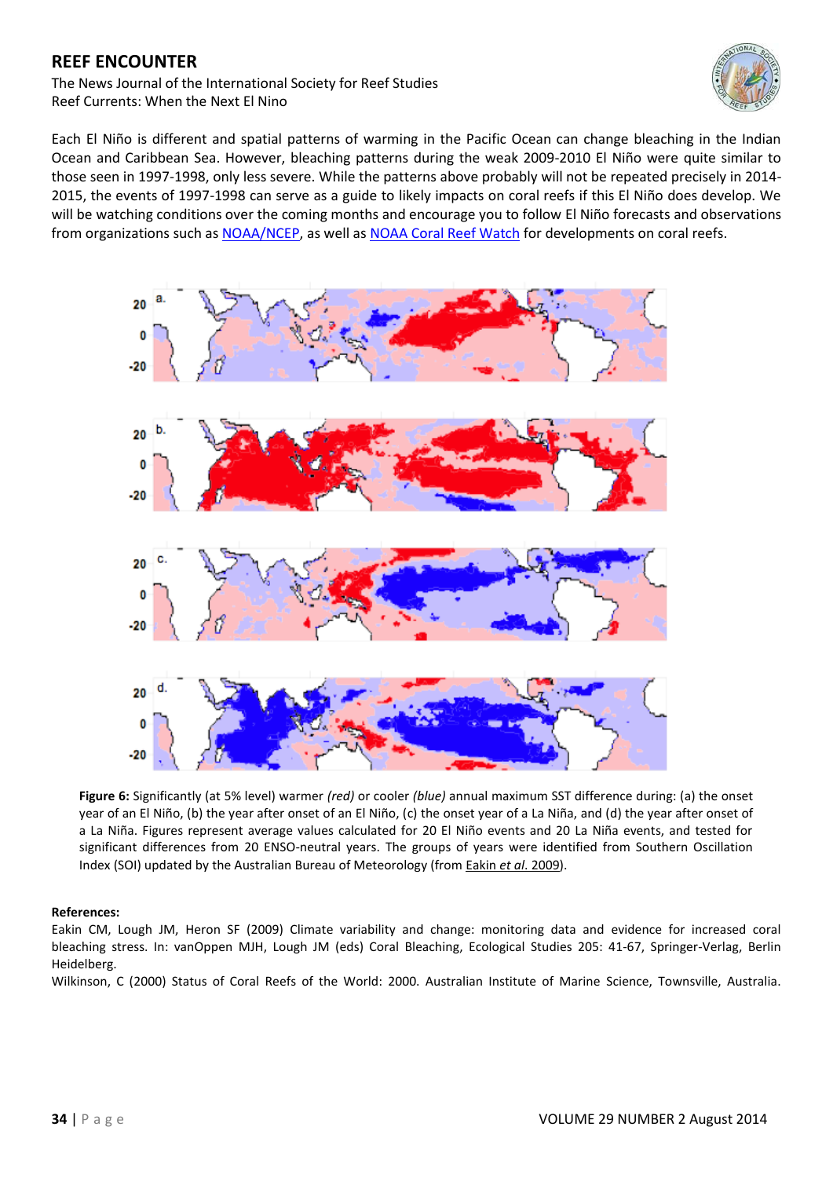Each El Niño is different and spatial patterns of warming in the Pacific Ocean can change bleaching in the Indian Ocean and Caribbean Sea. However, bleaching patterns during the weak 2009-2010 El Niño were quite similar to those seen in 1997-1998, only less severe. While the patterns above probably will not be repeated precisely in 2014-2015, the events of 1997-1998 can serve as a guide to likely impacts on coral reefs if this El Niño does develop. We will be watching conditions over the coming months and encourage you to follow El Niño forecasts and observations from organizations such as NOAA/NCEP, as well as NOAA Coral Reef Watch for developments on coral reefs.

**Figure 6:** Significantly (at 5% level) warmer *(red)* or cooler *(blue)* annual maximum SST difference during: (a) the onset year of an El Niño, (b) the year after onset of an El Niño, (c) the onset year of a La Niña, and (d) the year after onset of a La Niña. Figures represent average values calculated for 20 El Niño events and 20 La Niña events, and tested for significant differences from 20 ENSO-neutral years. The groups of years were identified from Southern Oscillation Index (SOI) updated by the Australian Bureau of Meteorology (from Eakin *et al*. 2009).

**References:**

Eakin CM, Lough JM, Heron SF (2009) Climate variability and change: monitoring data and evidence for increased coral bleaching stress. In: vanOppen MJH, Lough JM (eds) Coral Bleaching, Ecological Studies 205: 41-67, Springer-Verlag, Berlin Heidelberg.

Wilkinson, C (2000) Status of Coral Reefs of the World: 2000. Australian Institute of Marine Science, Townsville, Australia.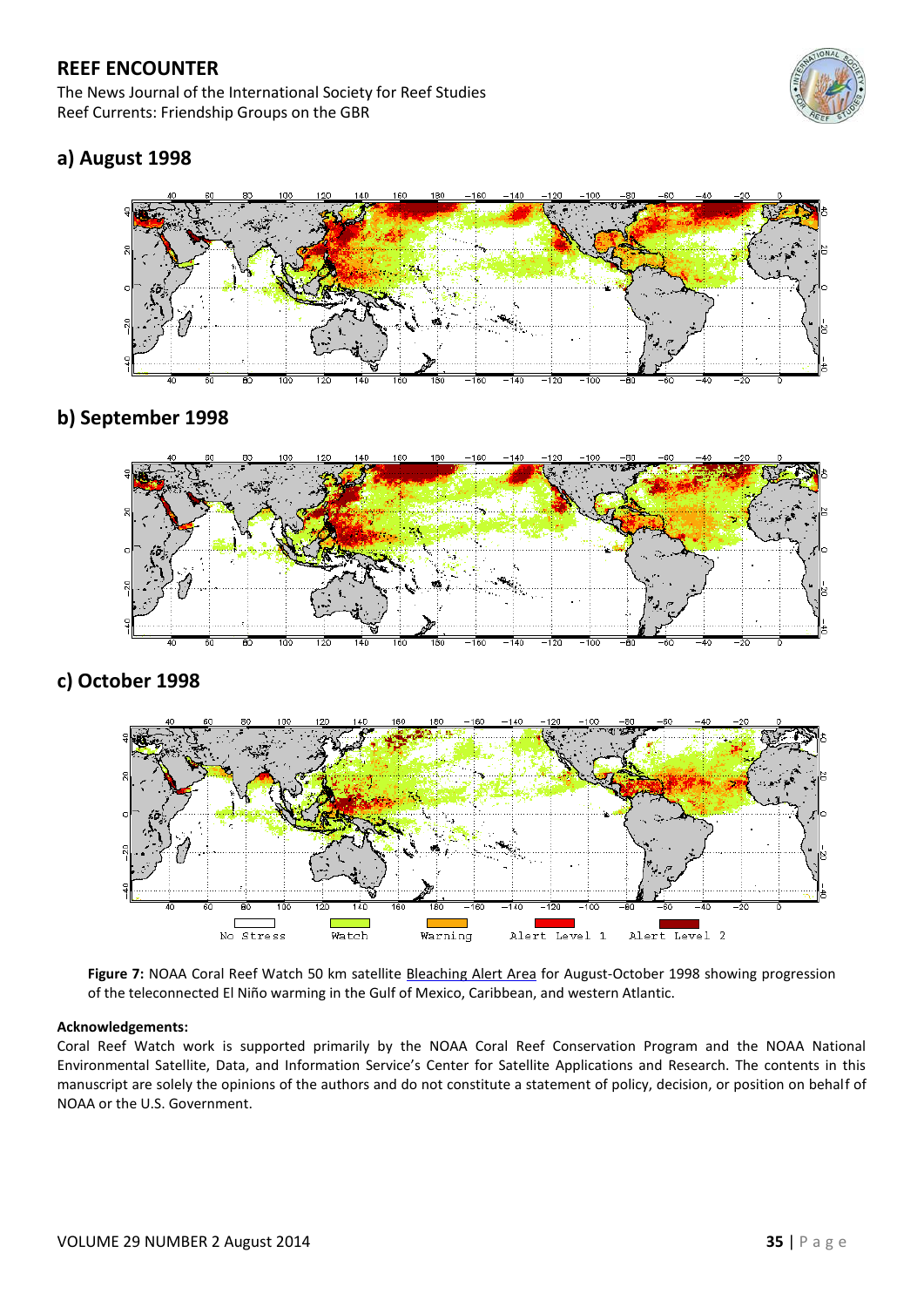## a) August 1998

## b) September 1998

## c) October 1998

No Stress Watch Warning Alert Level 1 Alert Level 2

**Figure 7:** NOAA Coral Reef Watch 50 km satellite Bleaching Alert Area for August-October 1998 showing progression of the teleconnected El Niño warming in the Gulf of Mexico, Caribbean, and western Atlantic.

**Acknowledgements:**

Coral Reef Watch work is supported primarily by the NOAA Coral Reef Conservation Program and the NOAA National Environmental Satellite, Data, and Information Service's Center for Satellite Applications and Research. The contents in this manuscript are solely the opinions of the authors and do not constitute a statement of policy, decision, or position on behalf of NOAA or the U.S. Government.